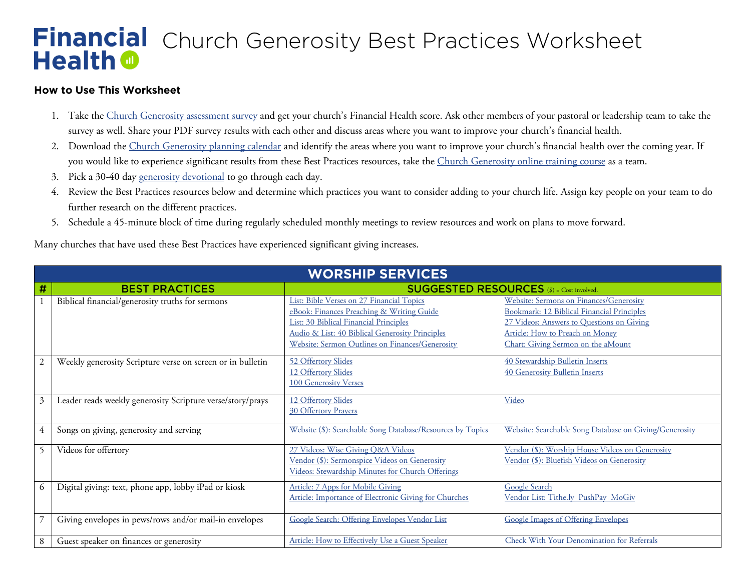# Financial Health — Church Generosity Best Practices Worksheet

### How to Use This Worksheet

1. Take the Church Generosity assessment survey and get your church's Financial Health score. Ask other members of your pastoral or leadership team to take the survey as well. Share your PDF survey results with each other and discuss areas where you want to improve your church's financial health.
2. Download the Church Generosity planning calendar and identify the areas where you want to improve your church's financial health over the coming year. If you would like to experience significant results from these Best Practices resources, take the Church Generosity online training course as a team.
3. Pick a 30-40 day generosity devotional to go through each day.
4. Review the Best Practices resources below and determine which practices you want to consider adding to your church life. Assign key people on your team to do further research on the different practices.
5. Schedule a 45-minute block of time during regularly scheduled monthly meetings to review resources and work on plans to move forward.

Many churches that have used these Best Practices have experienced significant giving increases.

| WORSHIP SERVICES | | | |
|---|---|---|---|
| # | BEST PRACTICES | SUGGESTED RESOURCES ($) = Cost involved. | |
| 1 | Biblical financial/generosity truths for sermons | List: Bible Verses on 27 Financial Topics<br>eBook: Finances Preaching & Writing Guide<br>List: 30 Biblical Financial Principles<br>Audio & List: 40 Biblical Generosity Principles<br>Website: Sermon Outlines on Finances/Generosity | Website: Sermons on Finances/Generosity<br>Bookmark: 12 Biblical Financial Principles<br>27 Videos: Answers to Questions on Giving<br>Article: How to Preach on Money<br>Chart: Giving Sermon on the aMount |
| 2 | Weekly generosity Scripture verse on screen or in bulletin | 52 Offertory Slides<br>12 Offertory Slides<br>100 Generosity Verses | 40 Stewardship Bulletin Inserts<br>40 Generosity Bulletin Inserts |
| 3 | Leader reads weekly generosity Scripture verse/story/prays | 12 Offertory Slides<br>30 Offertory Prayers | Video |
| 4 | Songs on giving, generosity and serving | Website ($): Searchable Song Database/Resources by Topics | Website: Searchable Song Database on Giving/Generosity |
| 5 | Videos for offertory | 27 Videos: Wise Giving Q&A Videos<br>Vendor ($): Sermonspice Videos on Generosity<br>Videos: Stewardship Minutes for Church Offerings | Vendor ($): Worship House Videos on Generosity<br>Vendor ($): Bluefish Videos on Generosity |
| 6 | Digital giving: text, phone app, lobby iPad or kiosk | Article: 7 Apps for Mobile Giving<br>Article: Importance of Electronic Giving for Churches | Google Search<br>Vendor List: Tithe.ly PushPay MoGiv |
| 7 | Giving envelopes in pews/rows and/or mail-in envelopes | Google Search: Offering Envelopes Vendor List | Google Images of Offering Envelopes |
| 8 | Guest speaker on finances or generosity | Article: How to Effectively Use a Guest Speaker | Check With Your Denomination for Referrals |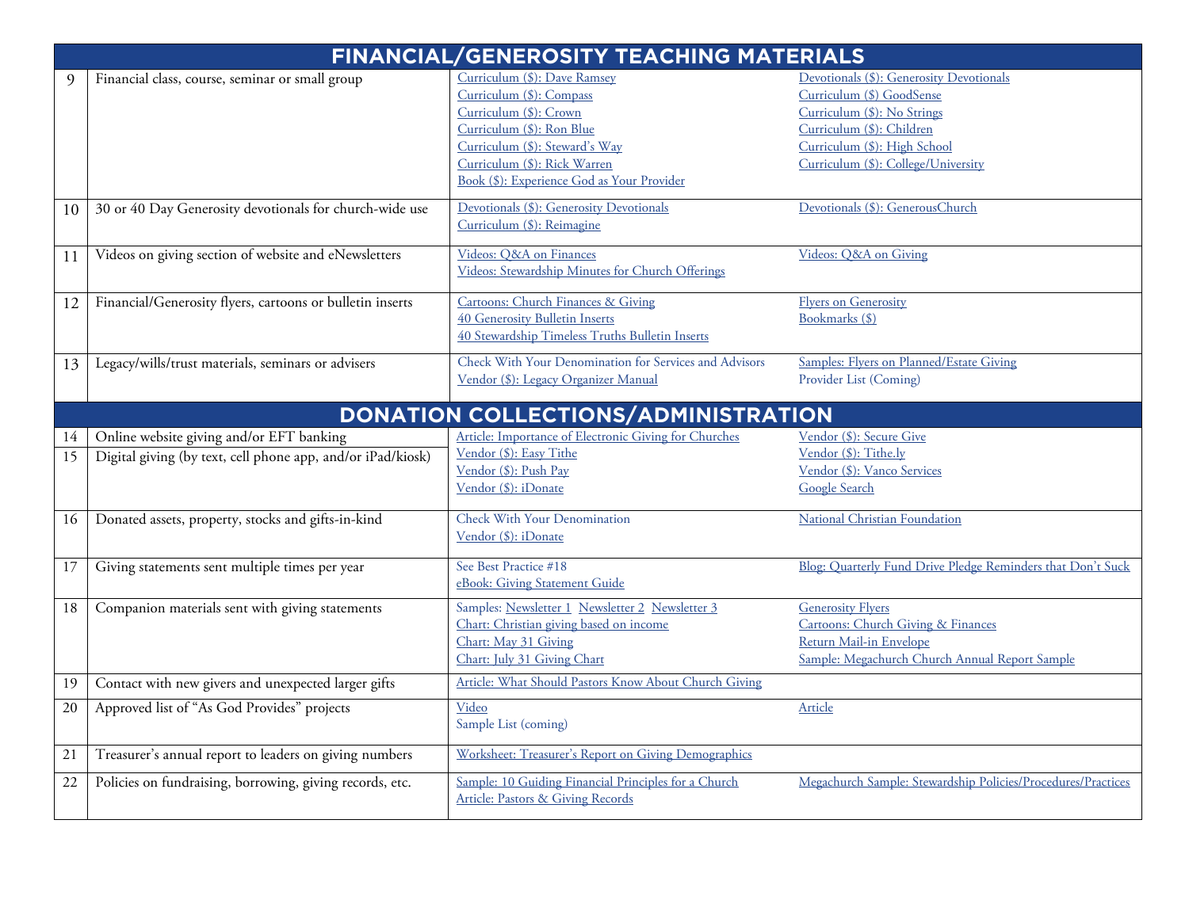| | FINANCIAL/GENEROSITY TEACHING MATERIALS | | |
|---|---|---|---|
| 9 | Financial class, course, seminar or small group | Curriculum ($): Dave Ramsey<br>Curriculum ($): Compass<br>Curriculum ($): Crown<br>Curriculum ($): Ron Blue<br>Curriculum ($): Steward's Way<br>Curriculum ($): Rick Warren<br>Book ($): Experience God as Your Provider | Devotionals ($): Generosity Devotionals<br>Curriculum ($) GoodSense<br>Curriculum ($): No Strings<br>Curriculum ($): Children<br>Curriculum ($): High School<br>Curriculum ($): College/University |
| 10 | 30 or 40 Day Generosity devotionals for church-wide use | Devotionals ($): Generosity Devotionals<br>Curriculum ($): Reimagine | Devotionals ($): GenerousChurch |
| 11 | Videos on giving section of website and eNewsletters | Videos: Q&A on Finances<br>Videos: Stewardship Minutes for Church Offerings | Videos: Q&A on Giving |
| 12 | Financial/Generosity flyers, cartoons or bulletin inserts | Cartoons: Church Finances & Giving<br>40 Generosity Bulletin Inserts<br>40 Stewardship Timeless Truths Bulletin Inserts | Flyers on Generosity<br>Bookmarks ($) |
| 13 | Legacy/wills/trust materials, seminars or advisers | Check With Your Denomination for Services and Advisors<br>Vendor ($): Legacy Organizer Manual | Samples: Flyers on Planned/Estate Giving<br>Provider List (Coming) |
| | **DONATION COLLECTIONS/ADMINISTRATION** | | |
| 14 | Online website giving and/or EFT banking | Article: Importance of Electronic Giving for Churches<br>Vendor ($): Easy Tithe<br>Vendor ($): Push Pay<br>Vendor ($): iDonate | Vendor ($): Secure Give<br>Vendor ($): Tithe.ly<br>Vendor ($): Vanco Services<br>Google Search |
| 15 | Digital giving (by text, cell phone app, and/or iPad/kiosk) | | |
| 16 | Donated assets, property, stocks and gifts-in-kind | Check With Your Denomination<br>Vendor ($): iDonate | National Christian Foundation |
| 17 | Giving statements sent multiple times per year | See Best Practice #18<br>eBook: Giving Statement Guide | Blog: Quarterly Fund Drive Pledge Reminders that Don't Suck |
| 18 | Companion materials sent with giving statements | Samples: Newsletter 1 Newsletter 2 Newsletter 3<br>Chart: Christian giving based on income<br>Chart: May 31 Giving<br>Chart: July 31 Giving Chart | Generosity Flyers<br>Cartoons: Church Giving & Finances<br>Return Mail-in Envelope<br>Sample: Megachurch Church Annual Report Sample |
| 19 | Contact with new givers and unexpected larger gifts | Article: What Should Pastors Know About Church Giving | |
| 20 | Approved list of "As God Provides" projects | Video<br>Sample List (coming) | Article |
| 21 | Treasurer's annual report to leaders on giving numbers | Worksheet: Treasurer's Report on Giving Demographics | |
| 22 | Policies on fundraising, borrowing, giving records, etc. | Sample: 10 Guiding Financial Principles for a Church<br>Article: Pastors & Giving Records | Megachurch Sample: Stewardship Policies/Procedures/Practices |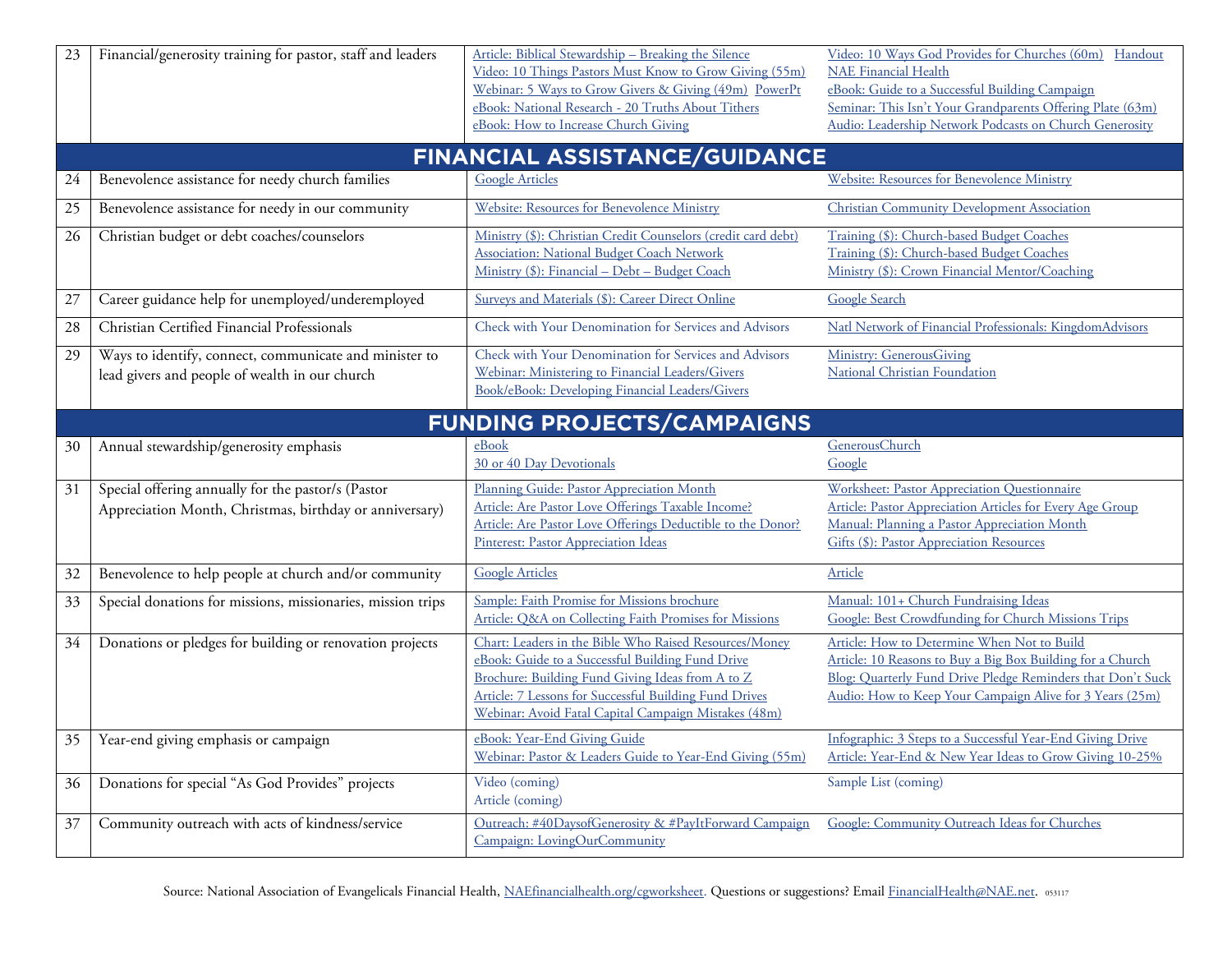| | | | |
|---|---|---|---|
| 23 | Financial/generosity training for pastor, staff and leaders | Article: Biblical Stewardship – Breaking the Silence<br>Video: 10 Things Pastors Must Know to Grow Giving (55m)<br>Webinar: 5 Ways to Grow Givers & Giving (49m) PowerPt<br>eBook: National Research - 20 Truths About Tithers<br>eBook: How to Increase Church Giving | Video: 10 Ways God Provides for Churches (60m) Handout<br>NAE Financial Health<br>eBook: Guide to a Successful Building Campaign<br>Seminar: This Isn't Your Grandparents Offering Plate (63m)<br>Audio: Leadership Network Podcasts on Church Generosity |
| **FINANCIAL ASSISTANCE/GUIDANCE** | | | |
| 24 | Benevolence assistance for needy church families | Google Articles | Website: Resources for Benevolence Ministry |
| 25 | Benevolence assistance for needy in our community | Website: Resources for Benevolence Ministry | Christian Community Development Association |
| 26 | Christian budget or debt coaches/counselors | Ministry ($): Christian Credit Counselors (credit card debt)<br>Association: National Budget Coach Network<br>Ministry ($): Financial – Debt – Budget Coach | Training ($): Church-based Budget Coaches<br>Training ($): Church-based Budget Coaches<br>Ministry ($): Crown Financial Mentor/Coaching |
| 27 | Career guidance help for unemployed/underemployed | Surveys and Materials ($): Career Direct Online | Google Search |
| 28 | Christian Certified Financial Professionals | Check with Your Denomination for Services and Advisors | Natl Network of Financial Professionals: KingdomAdvisors |
| 29 | Ways to identify, connect, communicate and minister to lead givers and people of wealth in our church | Check with Your Denomination for Services and Advisors<br>Webinar: Ministering to Financial Leaders/Givers<br>Book/eBook: Developing Financial Leaders/Givers | Ministry: GenerousGiving<br>National Christian Foundation |
| **FUNDING PROJECTS/CAMPAIGNS** | | | |
| 30 | Annual stewardship/generosity emphasis | eBook<br>30 or 40 Day Devotionals | GenerousChurch<br>Google |
| 31 | Special offering annually for the pastor/s (Pastor Appreciation Month, Christmas, birthday or anniversary) | Planning Guide: Pastor Appreciation Month<br>Article: Are Pastor Love Offerings Taxable Income?<br>Article: Are Pastor Love Offerings Deductible to the Donor?<br>Pinterest: Pastor Appreciation Ideas | Worksheet: Pastor Appreciation Questionnaire<br>Article: Pastor Appreciation Articles for Every Age Group<br>Manual: Planning a Pastor Appreciation Month<br>Gifts ($): Pastor Appreciation Resources |
| 32 | Benevolence to help people at church and/or community | Google Articles | Article |
| 33 | Special donations for missions, missionaries, mission trips | Sample: Faith Promise for Missions brochure<br>Article: Q&A on Collecting Faith Promises for Missions | Manual: 101+ Church Fundraising Ideas<br>Google: Best Crowdfunding for Church Missions Trips |
| 34 | Donations or pledges for building or renovation projects | Chart: Leaders in the Bible Who Raised Resources/Money<br>eBook: Guide to a Successful Building Fund Drive<br>Brochure: Building Fund Giving Ideas from A to Z<br>Article: 7 Lessons for Successful Building Fund Drives<br>Webinar: Avoid Fatal Capital Campaign Mistakes (48m) | Article: How to Determine When Not to Build<br>Article: 10 Reasons to Buy a Big Box Building for a Church<br>Blog: Quarterly Fund Drive Pledge Reminders that Don't Suck<br>Audio: How to Keep Your Campaign Alive for 3 Years (25m) |
| 35 | Year-end giving emphasis or campaign | eBook: Year-End Giving Guide<br>Webinar: Pastor & Leaders Guide to Year-End Giving (55m) | Infographic: 3 Steps to a Successful Year-End Giving Drive<br>Article: Year-End & New Year Ideas to Grow Giving 10-25% |
| 36 | Donations for special "As God Provides" projects | Video (coming)<br>Article (coming) | Sample List (coming) |
| 37 | Community outreach with acts of kindness/service | Outreach: #40DaysofGenerosity & #PayItForward Campaign<br>Campaign: LovingOurCommunity | Google: Community Outreach Ideas for Churches |

Source: National Association of Evangelicals Financial Health, NAEfinancialhealth.org/cgworksheet. Questions or suggestions? Email FinancialHealth@NAE.net. 053117